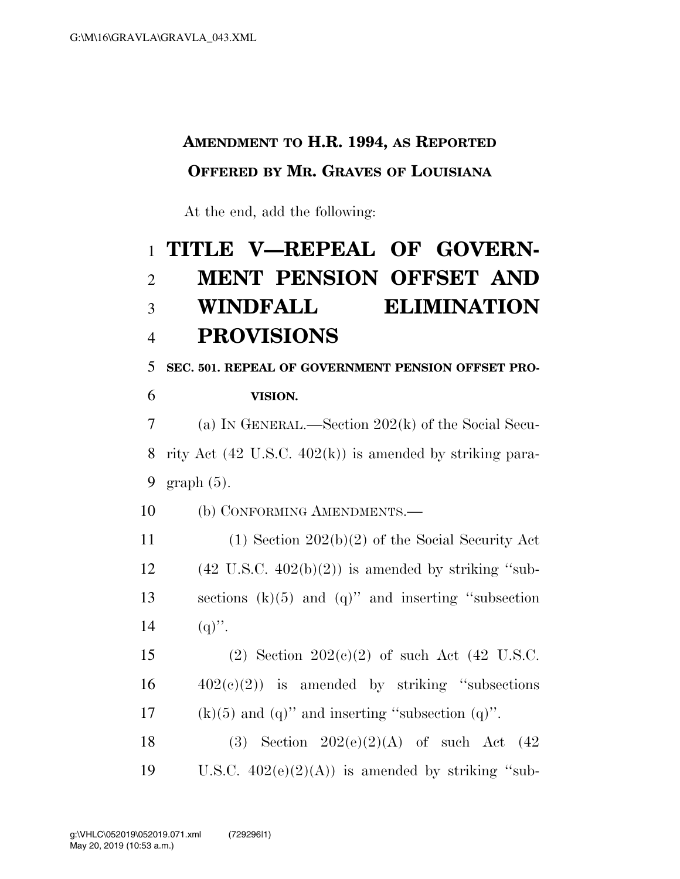**AMENDMENT TO H.R. 1994, AS REPORTED**

**OFFERED BY MR. GRAVES OF LOUISIANA**

At the end, add the following:

# TITLE V—REPEAL OF GOVERNMENT PENSION OFFSET AND WINDFALL ELIMINATION PROVISIONS

**SEC. 501. REPEAL OF GOVERNMENT PENSION OFFSET PROVISION.**

(a) IN GENERAL.—Section 202(k) of the Social Security Act (42 U.S.C. 402(k)) is amended by striking paragraph (5).

(b) CONFORMING AMENDMENTS.—

(1) Section 202(b)(2) of the Social Security Act (42 U.S.C. 402(b)(2)) is amended by striking "subsections (k)(5) and (q)" and inserting "subsection (q)".

(2) Section 202(c)(2) of such Act (42 U.S.C. 402(c)(2)) is amended by striking "subsections (k)(5) and (q)" and inserting "subsection (q)".

(3) Section 202(e)(2)(A) of such Act (42 U.S.C. 402(e)(2)(A)) is amended by striking "sub-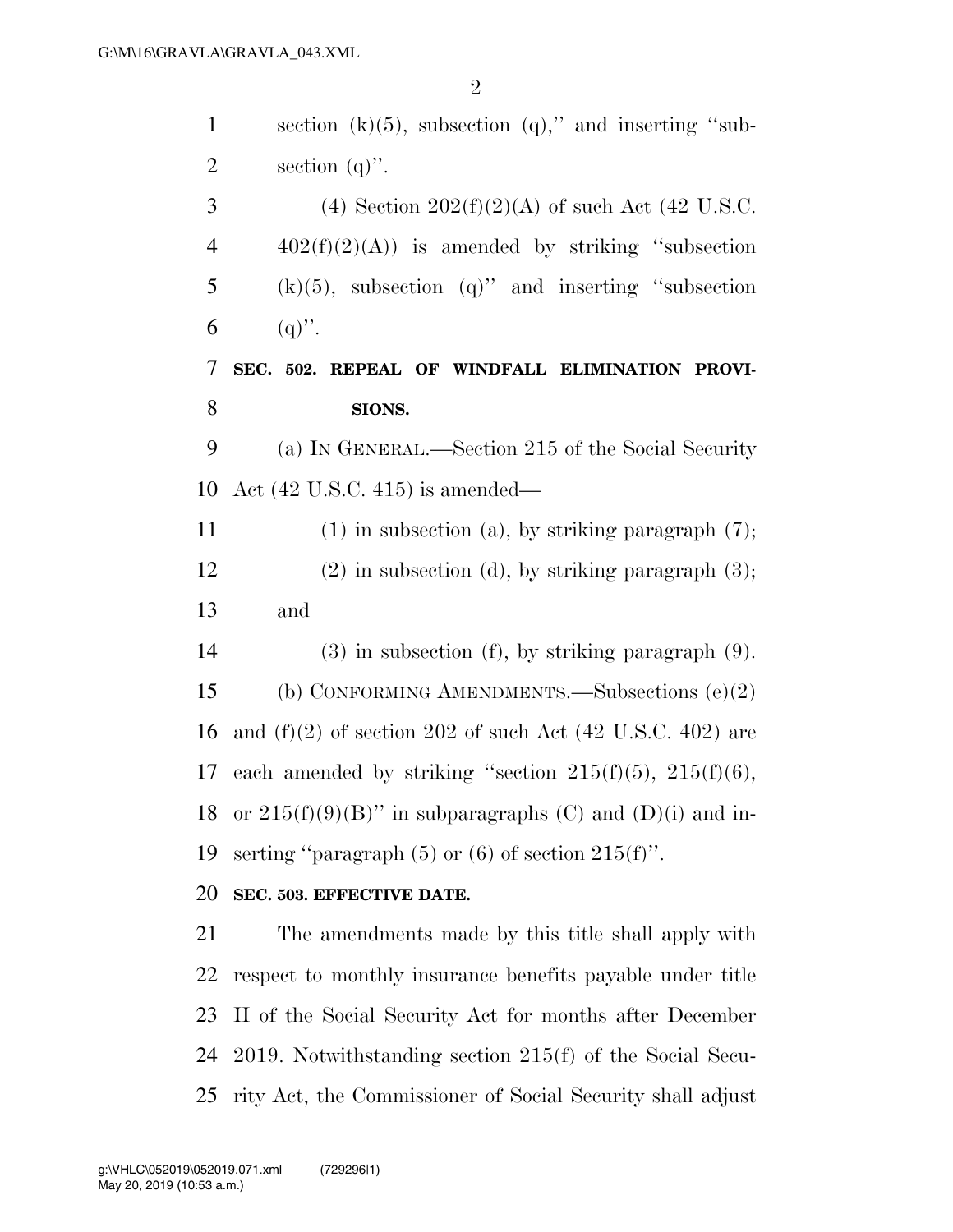section (k)(5), subsection (q)," and inserting "subsection (q)".

(4) Section 202(f)(2)(A) of such Act (42 U.S.C. 402(f)(2)(A)) is amended by striking "subsection (k)(5), subsection (q)" and inserting "subsection (q)".

**SEC. 502. REPEAL OF WINDFALL ELIMINATION PROVISIONS.**

(a) IN GENERAL.—Section 215 of the Social Security Act (42 U.S.C. 415) is amended—

(1) in subsection (a), by striking paragraph (7);

(2) in subsection (d), by striking paragraph (3); and

(3) in subsection (f), by striking paragraph (9).

(b) CONFORMING AMENDMENTS.—Subsections (e)(2) and (f)(2) of section 202 of such Act (42 U.S.C. 402) are each amended by striking "section 215(f)(5), 215(f)(6), or 215(f)(9)(B)" in subparagraphs (C) and (D)(i) and inserting "paragraph (5) or (6) of section 215(f)".

**SEC. 503. EFFECTIVE DATE.**

The amendments made by this title shall apply with respect to monthly insurance benefits payable under title II of the Social Security Act for months after December 2019. Notwithstanding section 215(f) of the Social Security Act, the Commissioner of Social Security shall adjust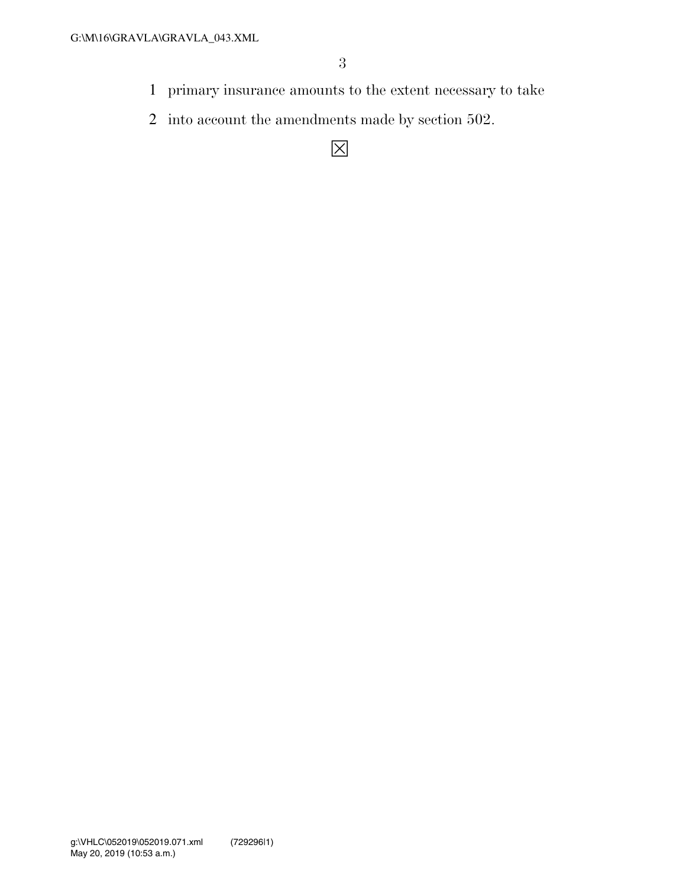primary insurance amounts to the extent necessary to take into account the amendments made by section 502.